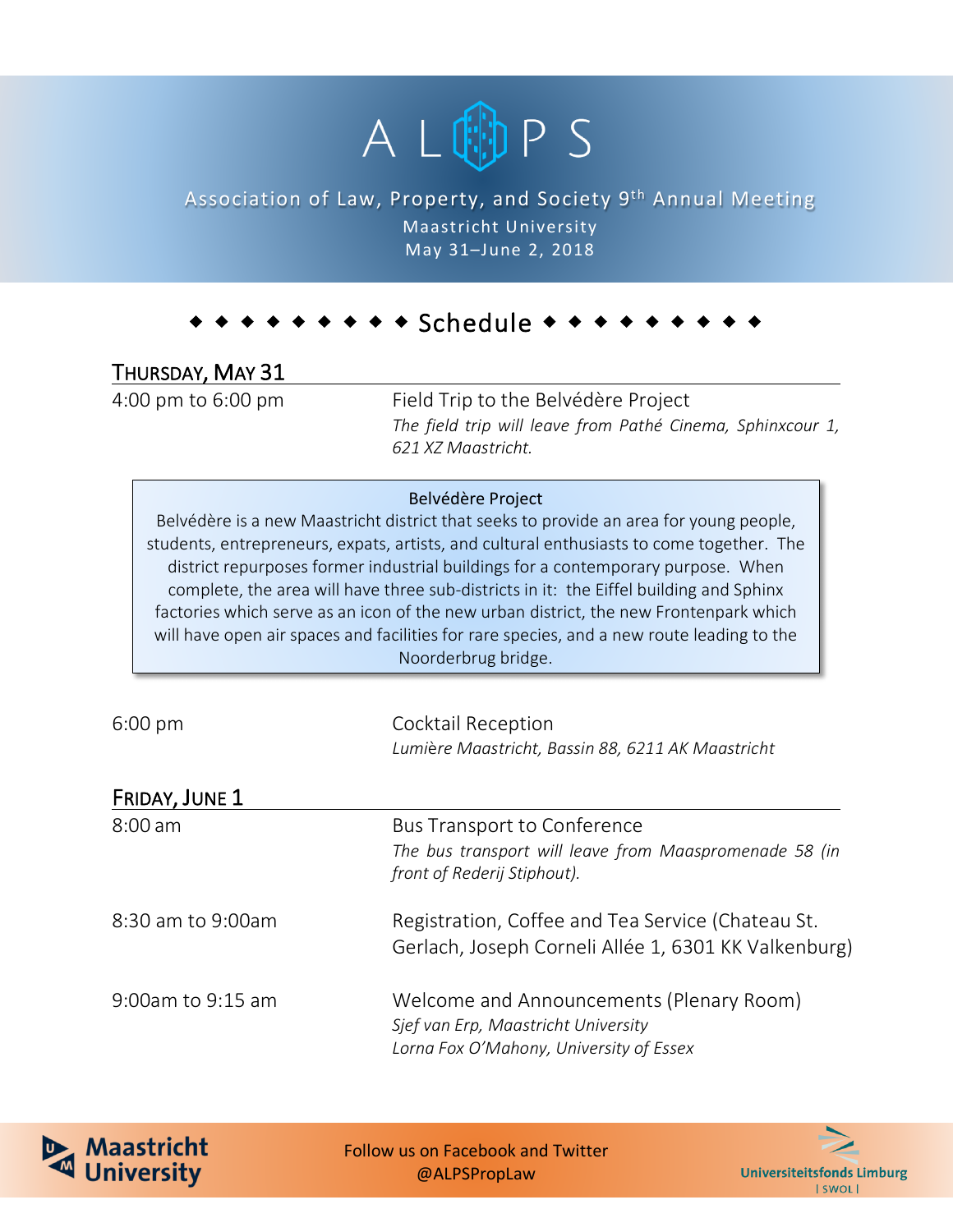# ALPS

Association of Law, Property, and Society 9th Annual Meeting

Maastricht University

May 31–June 2, 2018

## ◆ ◆ ◆ ◆ ◆ ◆ ◆ ◆ ◆ Schedule ◆ ◆ ◆ ◆ ◆ ◆ ◆ ◆ ◆

### Thursday, May 31

4:00 pm to 6:00 pm — Field Trip to the Belvédère Project

*The field trip will leave from Pathé Cinema, Sphinxcour 1, 621 XZ Maastricht.*

> **Belvédère Project**
>
> Belvédère is a new Maastricht district that seeks to provide an area for young people, students, entrepreneurs, expats, artists, and cultural enthusiasts to come together. The district repurposes former industrial buildings for a contemporary purpose. When complete, the area will have three sub-districts in it: the Eiffel building and Sphinx factories which serve as an icon of the new urban district, the new Frontenpark which will have open air spaces and facilities for rare species, and a new route leading to the Noorderbrug bridge.

6:00 pm — Cocktail Reception

*Lumière Maastricht, Bassin 88, 6211 AK Maastricht*

### Friday, June 1

8:00 am — Bus Transport to Conference

*The bus transport will leave from Maaspromenade 58 (in front of Rederij Stiphout).*

8:30 am to 9:00am — Registration, Coffee and Tea Service (Chateau St. Gerlach, Joseph Corneli Allée 1, 6301 KK Valkenburg)

9:00am to 9:15 am — Welcome and Announcements (Plenary Room)

*Sjef van Erp, Maastricht University*

*Lorna Fox O'Mahony, University of Essex*

Maastricht University

Follow us on Facebook and Twitter @ALPSPropLaw

Universiteitsfonds Limburg | SWOL |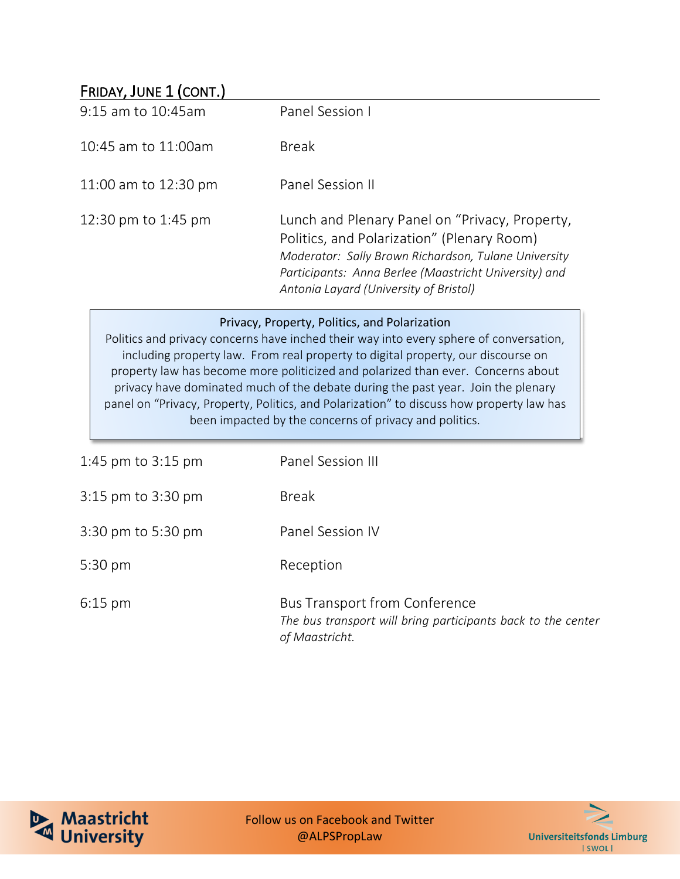## Friday, June 1 (cont.)

| | |
|---|---|
| 9:15 am to 10:45am | Panel Session I |
| 10:45 am to 11:00am | Break |
| 11:00 am to 12:30 pm | Panel Session II |
| 12:30 pm to 1:45 pm | Lunch and Plenary Panel on "Privacy, Property, Politics, and Polarization" (Plenary Room)<br>*Moderator: Sally Brown Richardson, Tulane University*<br>*Participants: Anna Berlee (Maastricht University) and Antonia Layard (University of Bristol)* |

**Privacy, Property, Politics, and Polarization**

Politics and privacy concerns have inched their way into every sphere of conversation, including property law. From real property to digital property, our discourse on property law has become more politicized and polarized than ever. Concerns about privacy have dominated much of the debate during the past year. Join the plenary panel on "Privacy, Property, Politics, and Polarization" to discuss how property law has been impacted by the concerns of privacy and politics.

| | |
|---|---|
| 1:45 pm to 3:15 pm | Panel Session III |
| 3:15 pm to 3:30 pm | Break |
| 3:30 pm to 5:30 pm | Panel Session IV |
| 5:30 pm | Reception |
| 6:15 pm | Bus Transport from Conference<br>*The bus transport will bring participants back to the center of Maastricht.* |

Follow us on Facebook and Twitter
@ALPSPropLaw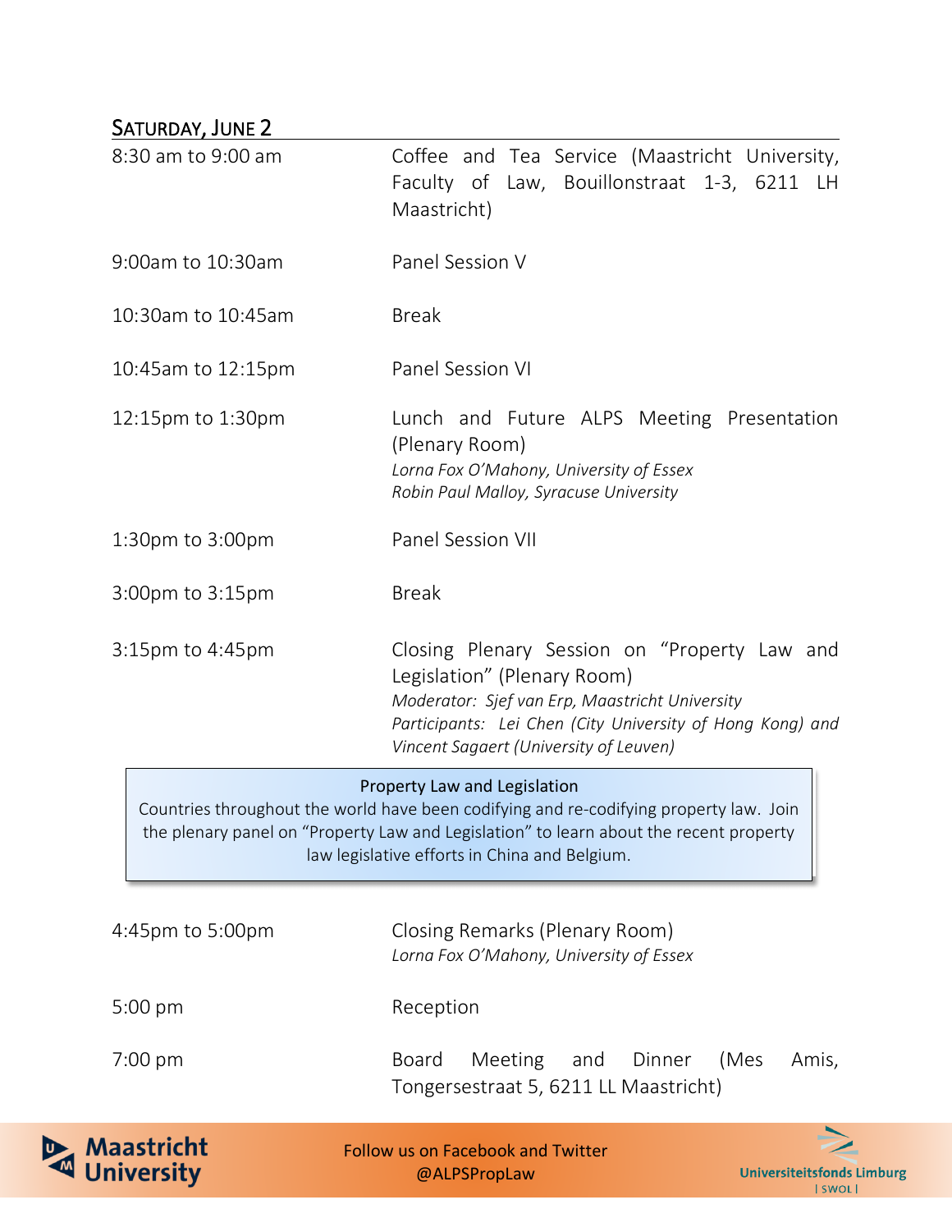## SATURDAY, JUNE 2

| | |
|---|---|
| 8:30 am to 9:00 am | Coffee and Tea Service (Maastricht University, Faculty of Law, Bouillonstraat 1-3, 6211 LH Maastricht) |
| 9:00am to 10:30am | Panel Session V |
| 10:30am to 10:45am | Break |
| 10:45am to 12:15pm | Panel Session VI |
| 12:15pm to 1:30pm | Lunch and Future ALPS Meeting Presentation (Plenary Room)<br>*Lorna Fox O'Mahony, University of Essex*<br>*Robin Paul Malloy, Syracuse University* |
| 1:30pm to 3:00pm | Panel Session VII |
| 3:00pm to 3:15pm | Break |
| 3:15pm to 4:45pm | Closing Plenary Session on "Property Law and Legislation" (Plenary Room)<br>*Moderator: Sjef van Erp, Maastricht University*<br>*Participants: Lei Chen (City University of Hong Kong) and Vincent Sagaert (University of Leuven)* |

**Property Law and Legislation**

Countries throughout the world have been codifying and re-codifying property law. Join the plenary panel on "Property Law and Legislation" to learn about the recent property law legislative efforts in China and Belgium.

| | |
|---|---|
| 4:45pm to 5:00pm | Closing Remarks (Plenary Room)<br>*Lorna Fox O'Mahony, University of Essex* |
| 5:00 pm | Reception |
| 7:00 pm | Board Meeting and Dinner (Mes Amis, Tongersestraat 5, 6211 LL Maastricht) |

Maastricht University

Follow us on Facebook and Twitter @ALPSPropLaw

Universiteitsfonds Limburg | SWOL |